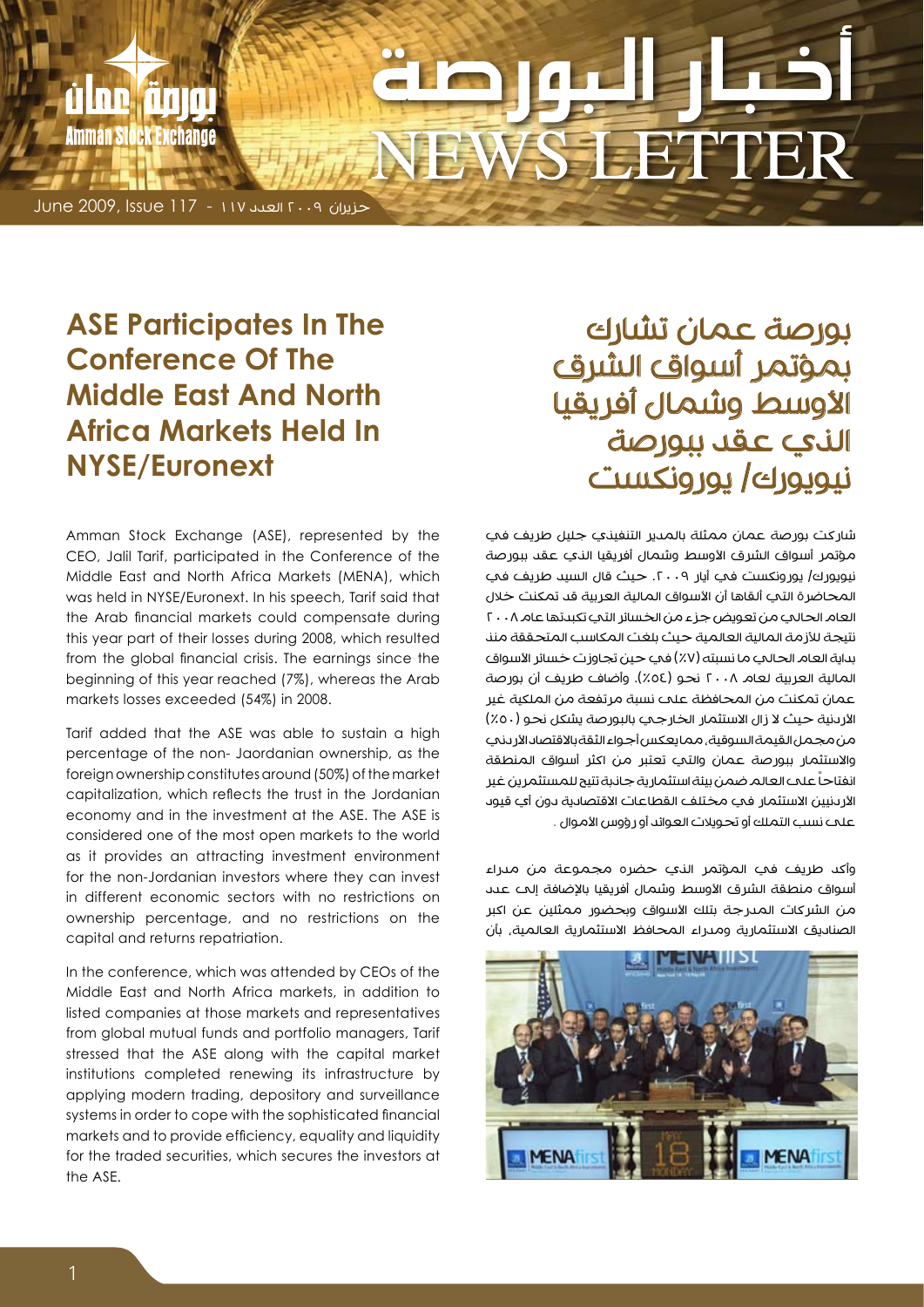# أخبار البورصة NEWS LETTER

June 2009, Issue 117 - حزيران ٢٠٠٩ العدد ١١٧

## ASE Participates In The Conference Of The Middle East And North Africa Markets Held In NYSE/Euronext

Amman Stock Exchange (ASE), represented by the CEO, Jalil Tarif, participated in the Conference of the Middle East and North Africa Markets (MENA), which was held in NYSE/Euronext. In his speech, Tarif said that the Arab financial markets could compensate during this year part of their losses during 2008, which resulted from the global financial crisis. The earnings since the beginning of this year reached (7%), whereas the Arab markets losses exceeded (54%) in 2008.

Tarif added that the ASE was able to sustain a high percentage of the non- Jaordanian ownership, as the foreign ownership constitutes around (50%) of the market capitalization, which reflects the trust in the Jordanian economy and in the investment at the ASE. The ASE is considered one of the most open markets to the world as it provides an attracting investment environment for the non-Jordanian investors where they can invest in different economic sectors with no restrictions on ownership percentage, and no restrictions on the capital and returns repatriation.

In the conference, which was attended by CEOs of the Middle East and North Africa markets, in addition to listed companies at those markets and representatives from global mutual funds and portfolio managers, Tarif stressed that the ASE along with the capital market institutions completed renewing its infrastructure by applying modern trading, depository and surveillance systems in order to cope with the sophisticated financial markets and to provide efficiency, equality and liquidity for the traded securities, which secures the investors at the ASE.

## بورصة عمان تشارك بمؤتمر أسواق الشرق الأوسط وشمال أفريقيا الذي عقد ببورصة نيويورك/ يورونكست

شاركت بورصة عمان ممثلة بالمدير التنفيذي جليل طريف في مؤتمر أسواق الشرق الاوسط وشمال أفريقيا الذي عقد ببورصة نيويورك/ يورونكست في أيار ٢٠٠٩. حيث قال السيد طريف في المحاضرة التي ألقاها أن الأسواق المالية العربية قد تمكنت خلال العام الحالي من تعويض جزء من الخسائر التي تكبدتها عام ٢٠٠٨ نتيجة للأزمة المالية العالمية حيث بلغت المكاسب المتحققة منذ بداية العام الحالي ما نسبته (٧٪) في حين تجاوزت خسائر الأسواق المالية العربية لعام ٢٠٠٨ نحو (٥٤٪). وأضاف طريف أن بورصة عمان تمكنت من المحافظة على نسبة مرتفعة من الملكية غير الأردنية حيث لا زال الاستثمار الخارجي بالبورصة يشكل نحو (٥٠٪) من مجمل القيمة السوقية، مما يعكس أجواء الثقة بالاقتصاد الأردني والاستثمار ببورصة عمان والتي تعتبر من اكثر أسواق المنطقة انفتاحاً على العالم ضمن بيئة استثمارية جاذبة تتيح للمستثمرين غير الأردنيين الاستثمار في مختلف القطاعات الاقتصادية دون أي قيود على نسب التملك أو تحويلات العوائد أو رؤوس الأموال .

وأكد طريف في المؤتمر الذي حضره مجموعة من مدراء أسواق منطقة الشرق الأوسط وشمال أفريقيا بالإضافة إلى عدد من الشركات المدرجة بتلك الأسواق وبحضور ممثلين عن اكبر الصناديق الاستثمارية ومدراء المحافظ الاستثمارية العالمية، بأن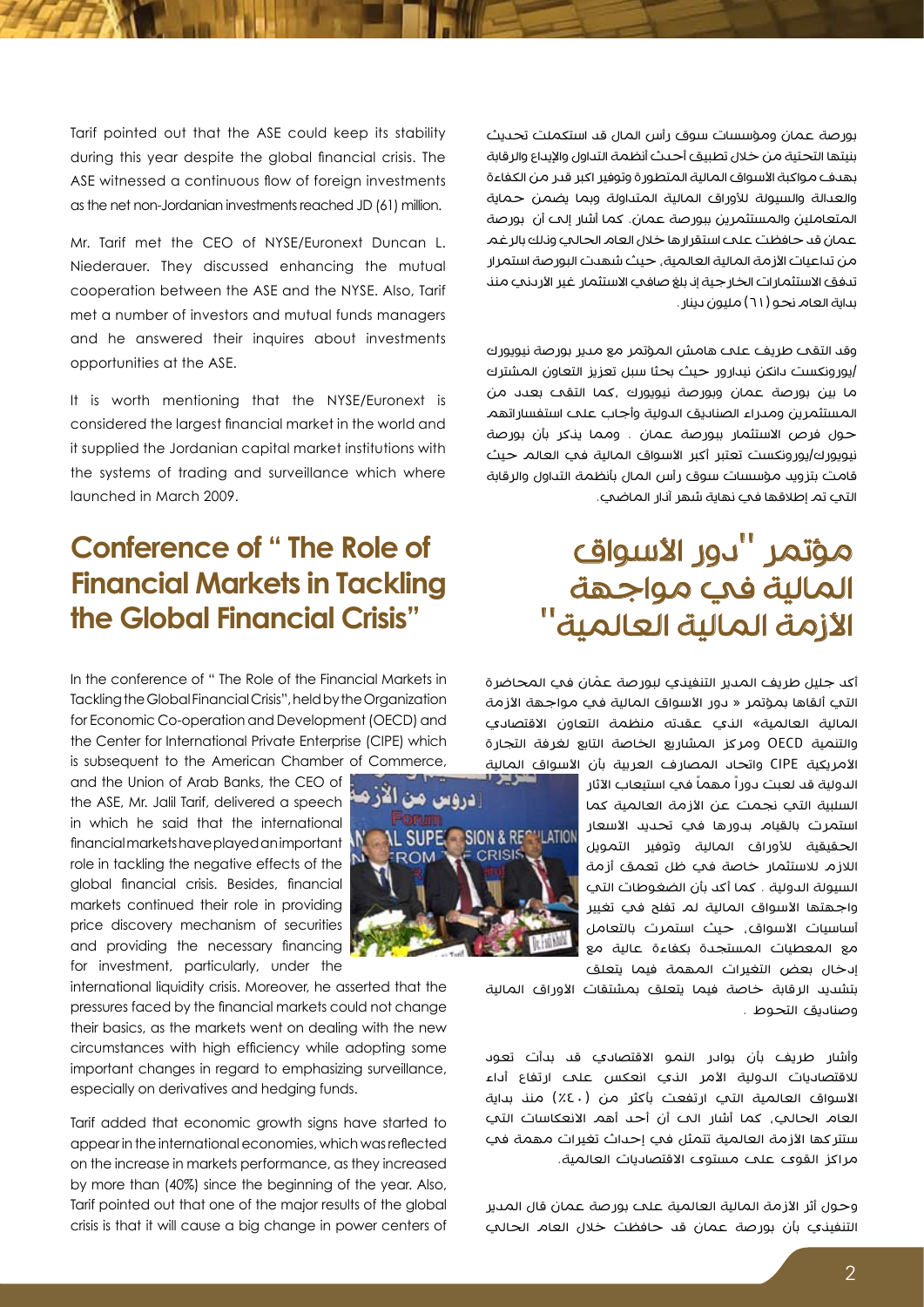Tarif pointed out that the ASE could keep its stability during this year despite the global financial crisis. The ASE witnessed a continuous flow of foreign investments as the net non-Jordanian investments reached JD (61) million.

Mr. Tarif met the CEO of NYSE/Euronext Duncan L. Niederauer. They discussed enhancing the mutual cooperation between the ASE and the NYSE. Also, Tarif met a number of investors and mutual funds managers and he answered their inquires about investments opportunities at the ASE.

It is worth mentioning that the NYSE/Euronext is considered the largest financial market in the world and it supplied the Jordanian capital market institutions with the systems of trading and surveillance which where launched in March 2009.

## Conference of " The Role of Financial Markets in Tackling the Global Financial Crisis"

In the conference of " The Role of the Financial Markets in Tackling the Global Financial Crisis", held by the Organization for Economic Co-operation and Development (OECD) and the Center for International Private Enterprise (CIPE) which is subsequent to the American Chamber of Commerce, and the Union of Arab Banks, the CEO of the ASE, Mr. Jalil Tarif, delivered a speech in which he said that the international financial markets have played an important role in tackling the negative effects of the global financial crisis. Besides, financial markets continued their role in providing price discovery mechanism of securities and providing the necessary financing for investment, particularly, under the international liquidity crisis. Moreover, he asserted that the pressures faced by the financial markets could not change their basics, as the markets went on dealing with the new circumstances with high efficiency while adopting some important changes in regard to emphasizing surveillance, especially on derivatives and hedging funds.

Tarif added that economic growth signs have started to appear in the international economies, which was reflected on the increase in markets performance, as they increased by more than (40%) since the beginning of the year. Also, Tarif pointed out that one of the major results of the global crisis is that it will cause a big change in power centers of

بورصة عمان ومؤسسات سوق رأس المال قد استكملت تحديث بنيتها التحتية من خلال تطبيق أحدث أنظمة التداول والإيداع والرقابة بهدف مواكبة الأسواق المالية المتطورة وتوفير اكبر قدر من الكفاءة والعدالة والسيولة للأوراق المالية المتداولة وبما يضمن حماية المتعاملين والمستثمرين ببورصة عمان. كما أشار إلى أن بورصة عمان قد حافظت على استقرارها خلال العام الحالي وذلك بالرغم من تداعيات الأزمة المالية العالمية، حيث شهدت البورصة استمرار تدفق الاستثمارات الخارجية إذ بلغ صافي الاستثمار غير الأردني منذ بداية العام نحو (٦١) مليون دينار.

وقد التقى طريف على هامش المؤتمر مع مدير بورصة نيويورك /يورونكست دانكن نيدارور حيث بحثا سبل تعزيز التعاون المشترك ما بين بورصة عمان وبورصة نيويورك ،كما التقى بعدد من المستثمرين ومدراء الصناديق الدولية وأجاب على استفساراتهم حول فرص الاستثمار ببورصة عمان . ومما يذكر بأن بورصة نيويورك/يورونكست تعتبر أكبر الأسواق المالية في العالم حيث قامت بتزويد مؤسسات سوق رأس المال بأنظمة التداول والرقابة التي تم إطلاقها في نهاية شهر آذار الماضي.

## مؤتمر "دور الأسواق المالية في مواجهة الأزمة المالية العالمية"

أكد جليل طريف المدير التنفيذي لبورصة عمّان في المحاضرة التي ألقاها بمؤتمر « دور الأسواق المالية في مواجهة الأزمة المالية العالمية» الذي عقدته منظمة التعاون الاقتصادي والتنمية OECD ومركز المشاريع الخاصة التابع لغرفة التجارة الأمريكية CIPE واتحاد المصارف العربية بأن الأسواق المالية الدولية قد لعبت دوراً مهماً في استيعاب الآثار السلبية التي نجمت عن الأزمة العالمية كما استمرت بالقيام بدورها في تحديد الأسعار الحقيقية للأوراق المالية وتوفير التمويل اللازم للاستثمار خاصة في ظل تعمق أزمة السيولة الدولية . كما أكد بأن الضغوطات التي واجهتها الأسواق المالية لم تفلح في تغيير أساسيات الأسواق، حيث استمرت بالتعامل مع المعطيات المستجدة بكفاءة عالية مع إدخال بعض التغيرات المهمة فيما يتعلق بتشديد الرقابة خاصة فيما يتعلق بمشتقات الأوراق المالية وصناديق التحوط .

وأشار طريف بأن بوادر النمو الاقتصادي قد بدأت تعود للاقتصاديات الدولية الأمر الذي انعكس على ارتفاع أداء الأسواق العالمية التي ارتفعت بأكثر من (٤٠٪) منذ بداية العام الحالي. كما أشار الى أن أحد أهم الانعكاسات التي ستتركها الأزمة العالمية تتمثل في إحداث تغيرات مهمة في مراكز القوى على مستوى الاقتصاديات العالمية.

وحول أثر الأزمة المالية العالمية على بورصة عمان قال المدير التنفيذي بأن بورصة عمان قد حافظت خلال العام الحالي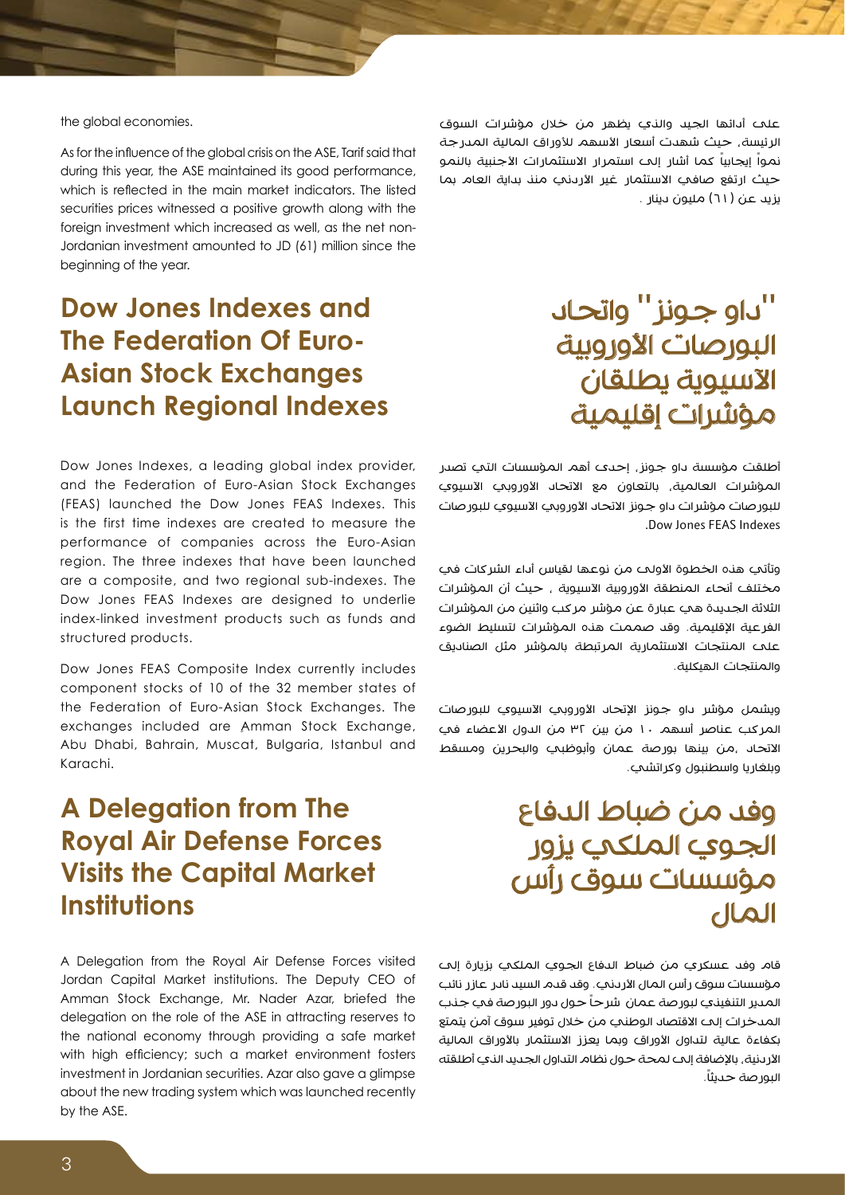the global economies.

As for the influence of the global crisis on the ASE, Tarif said that during this year, the ASE maintained its good performance, which is reflected in the main market indicators. The listed securities prices witnessed a positive growth along with the foreign investment which increased as well, as the net non-Jordanian investment amounted to JD (61) million since the beginning of the year.

على أدائها الجيد والذي يظهر من خلال مؤشرات السوق الرئيسة، حيث شهدت أسعار الأسهم للأوراق المالية المدرجة نمواً إيجابياً كما أشار إلى استمرار الاستثمارات الأجنبية بالنمو حيث ارتفع صافي الاستثمار غير الأردني منذ بداية العام بما يزيد عن (٦١) مليون دينار .

## Dow Jones Indexes and The Federation Of Euro-Asian Stock Exchanges Launch Regional Indexes

Dow Jones Indexes, a leading global index provider, and the Federation of Euro-Asian Stock Exchanges (FEAS) launched the Dow Jones FEAS Indexes. This is the first time indexes are created to measure the performance of companies across the Euro-Asian region. The three indexes that have been launched are a composite, and two regional sub-indexes. The Dow Jones FEAS Indexes are designed to underlie index-linked investment products such as funds and structured products.

Dow Jones FEAS Composite Index currently includes component stocks of 10 of the 32 member states of the Federation of Euro-Asian Stock Exchanges. The exchanges included are Amman Stock Exchange, Abu Dhabi, Bahrain, Muscat, Bulgaria, Istanbul and Karachi.

## "داو جونز" واتحاد البورصات الأوروبية الآسيوية يطلقان مؤشرات إقليمية

أطلقت مؤسسة داو جونز، إحدى أهم المؤسسات التي تصدر المؤشرات العالمية، بالتعاون مع الاتحاد الاوروبي الآسيوي للبورصات مؤشرات داو جونز الاتحاد الأوروبي الآسيوي للبورصات Dow Jones FEAS Indexes.

وتأتي هذه الخطوة الأولى من نوعها لقياس أداء الشركات في مختلف أنحاء المنطقة الأوروبية الآسيوية ، حيث أن المؤشرات الثلاثة الجديدة هي عبارة عن مؤشر مركب واثنين من المؤشرات الفرعية الإقليمية. وقد صممت هذه المؤشرات لتسليط الضوء على المنتجات الاستثمارية المرتبطة بالمؤشر مثل الصناديق والمنتجات الهيكلية.

ويشمل مؤشر داو جونز الإتحاد الأوروبي الآسيوي للبورصات المركب عناصر أسهم ١٠ من بين ٣٢ من الدول الأعضاء في الاتحاد ,من بينها بورصة عمان وأبوظبي والبحرين ومسقط وبلغاريا واسطنبول وكراتشي.

## A Delegation from The Royal Air Defense Forces Visits the Capital Market Institutions

A Delegation from the Royal Air Defense Forces visited Jordan Capital Market institutions. The Deputy CEO of Amman Stock Exchange, Mr. Nader Azar, briefed the delegation on the role of the ASE in attracting reserves to the national economy through providing a safe market with high efficiency; such a market environment fosters investment in Jordanian securities. Azar also gave a glimpse about the new trading system which was launched recently by the ASE.

## وفد من ضباط الدفاع الجوي الملكي يزور مؤسسات سوق رأس المال

قام وفد عسكري من ضباط الدفاع الجوي الملكي بزيارة إلى مؤسسات سوق رأس المال الأردني. وقد قدم السيد نادر عازر نائب المدير التنفيذي لبورصة عمان شرحاً حول دور البورصة في جذب المدخرات إلى الاقتصاد الوطني من خلال توفير سوق آمن يتمتع بكفاءة عالية لتداول الأوراق وبما يعزز الاستثمار بالأوراق المالية الأردنية، بالإضافة إلى لمحة حول نظام التداول الجديد الذي أطلقته البورصة حديثاً.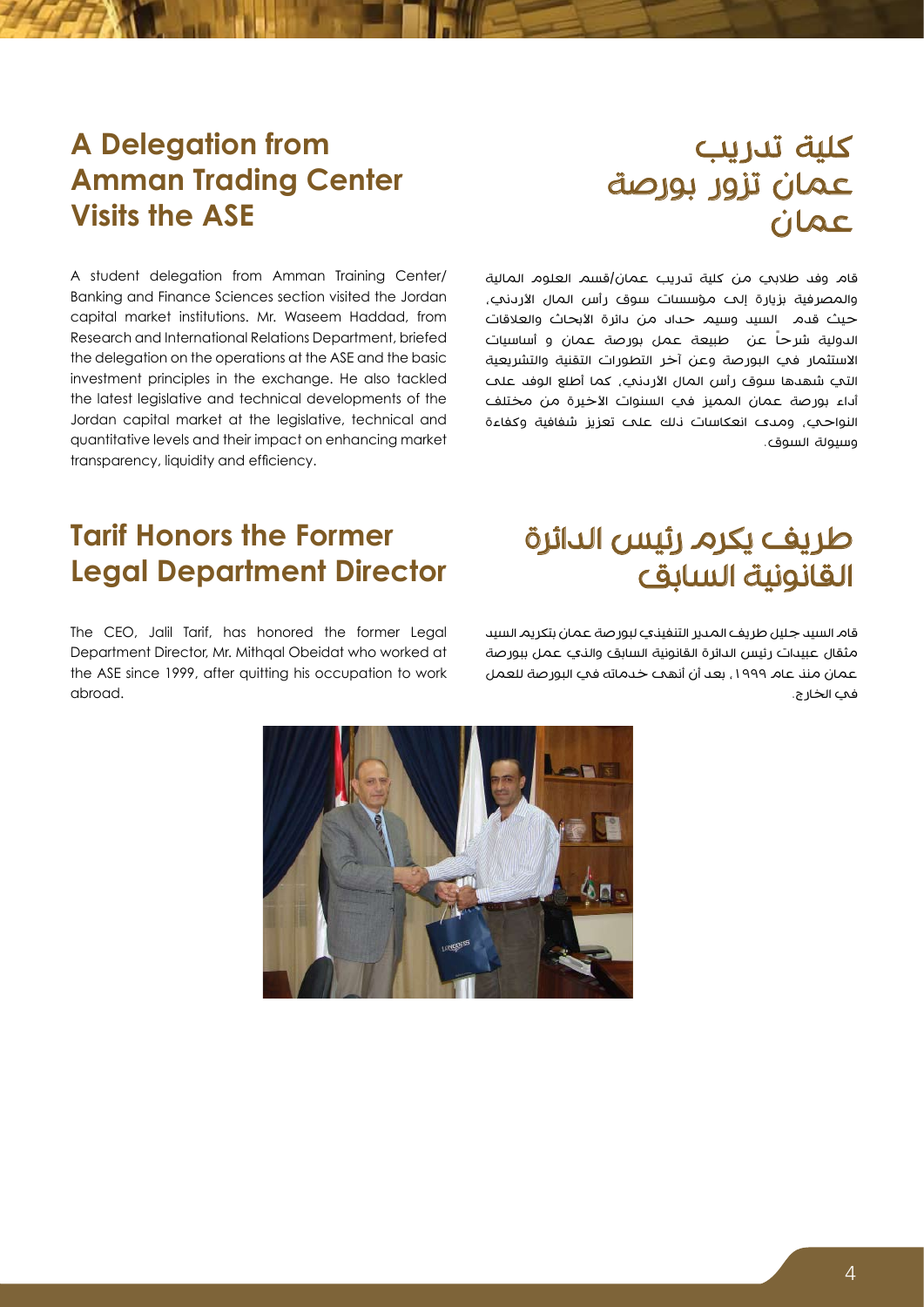## A Delegation from Amman Trading Center Visits the ASE

A student delegation from Amman Training Center/ Banking and Finance Sciences section visited the Jordan capital market institutions. Mr. Waseem Haddad, from Research and International Relations Department, briefed the delegation on the operations at the ASE and the basic investment principles in the exchange. He also tackled the latest legislative and technical developments of the Jordan capital market at the legislative, technical and quantitative levels and their impact on enhancing market transparency, liquidity and efficiency.

## كلية تدريب عمان تزور بورصة عمان

قام وفد طلابي من كلية تدريب عمان/قسم العلوم المالية والمصرفية بزيارة إلى مؤسسات سوق رأس المال الأردني، حيث قدم السيد وسيم حداد من دائرة الأبحاث والعلاقات الدولية شرحاً عن طبيعة عمل بورصة عمان و أساسيات الاستثمار في البورصة وعن آخر التطورات التقنية والتشريعية التي شهدها سوق رأس المال الأردني، كما أطلع الوفد على أداء بورصة عمان المميز في السنوات الأخيرة من مختلف النواحي، ومدى انعكاسات ذلك على تعزيز شفافية وكفاءة وسيولة السوق.

## Tarif Honors the Former Legal Department Director

The CEO, Jalil Tarif, has honored the former Legal Department Director, Mr. Mithqal Obeidat who worked at the ASE since 1999, after quitting his occupation to work abroad.

## طريف يكرم رئيس الدائرة القانونية السابق

قام السيد جليل طريف المدير التنفيذي لبورصة عمان بتكريم السيد مثقال عبيدات رئيس الدائرة القانونية السابق والذي عمل ببورصة عمان منذ عام ١٩٩٩، بعد أن أنهى خدماته في البورصة للعمل في الخارج.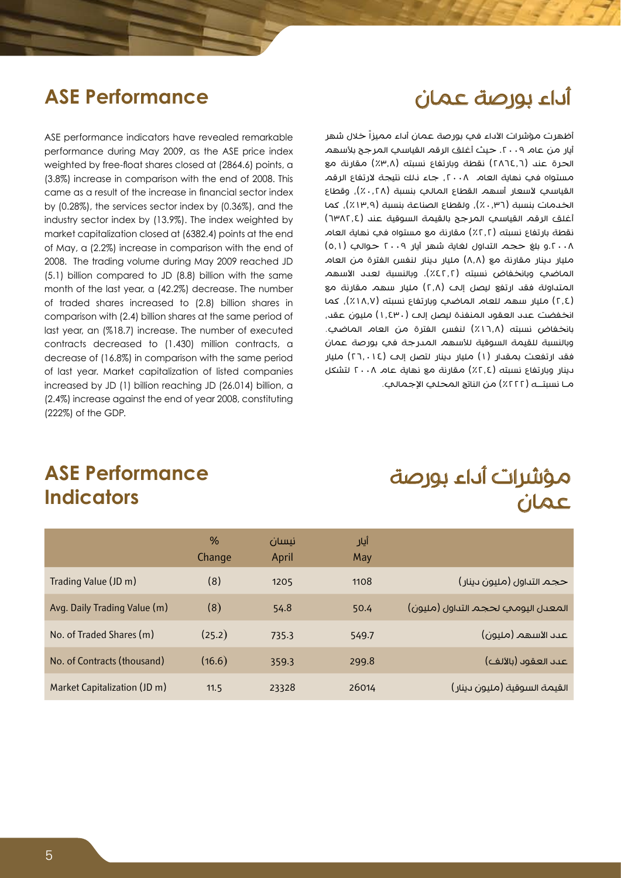## ASE Performance

## أداء بورصة عمان

ASE performance indicators have revealed remarkable performance during May 2009, as the ASE price index weighted by free-float shares closed at (2864.6) points, a (3.8%) increase in comparison with the end of 2008. This came as a result of the increase in financial sector index by (0.28%), the services sector index by (0.36%), and the industry sector index by (13.9%). The index weighted by market capitalization closed at (6382.4) points at the end of May, a (2.2%) increase in comparison with the end of 2008. The trading volume during May 2009 reached JD (5.1) billion compared to JD (8.8) billion with the same month of the last year, a (42.2%) decrease. The number of traded shares increased to (2.8) billion shares in comparison with (2.4) billion shares at the same period of last year, an (%18.7) increase. The number of executed contracts decreased to (1.430) million contracts, a decrease of (16.8%) in comparison with the same period of last year. Market capitalization of listed companies increased by JD (1) billion reaching JD (26.014) billion, a (2.4%) increase against the end of year 2008, constituting (222%) of the GDP.

أظهرت مؤشرات الاداء في بورصة عمان أداء مميزاً خلال شهر أيار من عام ٢٠٠٩. حيث أغلق الرقم القياسي المرجح بالأسهم الحرة عند (٢٨٦٤,٦) نقطة وبارتفاع نسبته (٣,٨٪) مقارنة مع مستواه في نهاية العام ٢٠٠٨، جاء ذلك نتيجة لارتفاع الرقم القياسي لأسعار أسهم القطاع المالي بنسبة (٠,٢٨٪)، وقطاع الخدمات بنسبة (٠,٣٦٪)، ولقطاع الصناعة بنسبة (١٣,٩٪)، كما أغلق الرقم القياسي المرجح بالقيمة السوقية عند (٦٣٨٢,٤) نقطة بارتفاع نسبته (٢,٢٪) مقارنة مع مستواه في نهاية العام ٢٠٠٨.و بلغ حجم التداول لغاية شهر أيار ٢٠٠٩ حوالي (٥,١) مليار دينار مقارنة مع (٨,٨) مليار دينار لنفس الفترة من العام الماضي وبانخفاض نسبته (٤٢,٢٪). وبالنسبة لعدد الأسهم المتداولة فقد ارتفع ليصل إلى (٢,٨) مليار سهم مقارنة مع (٢,٤) مليار سهم للعام الماضي وبارتفاع نسبته (١٨,٧٪)، كما انخفضت عدد العقود المنفذة ليصل إلى (١,٤٣٠) مليون عقد، بانخفاض نسبته (١٦,٨٪) لنفس الفترة من العام الماضي. وبالنسبة للقيمة السوقية للأسهم المدرجة في بورصة عمان فقد ارتفعت بمقدار (١) مليار دينار لتصل إلى (٢٦,٠١٤) مليار دينار وبارتفاع نسبته (٢,٤٪) مقارنة مع نهاية عام ٢٠٠٨ لتشكل مـا نسبتــه (٢٢٢٪) من الناتج المحلي الإجمالي.

## ASE Performance Indicators

## مؤشرات أداء بورصة عمان

| | % Change | نيسان April | أيار May | |
|---|---|---|---|---|
| Trading Value (JD m) | (8) | 1205 | 1108 | حجم التداول (مليون دينار) |
| Avg. Daily Trading Value (m) | (8) | 54.8 | 50.4 | المعدل اليومي لحجم التداول (مليون) |
| No. of Traded Shares (m) | (25.2) | 735.3 | 549.7 | عدد الأسهم (مليون) |
| No. of Contracts (thousand) | (16.6) | 359.3 | 299.8 | عدد العقود (بالألف) |
| Market Capitalization (JD m) | 11.5 | 23328 | 26014 | القيمة السوقية (مليون دينار) |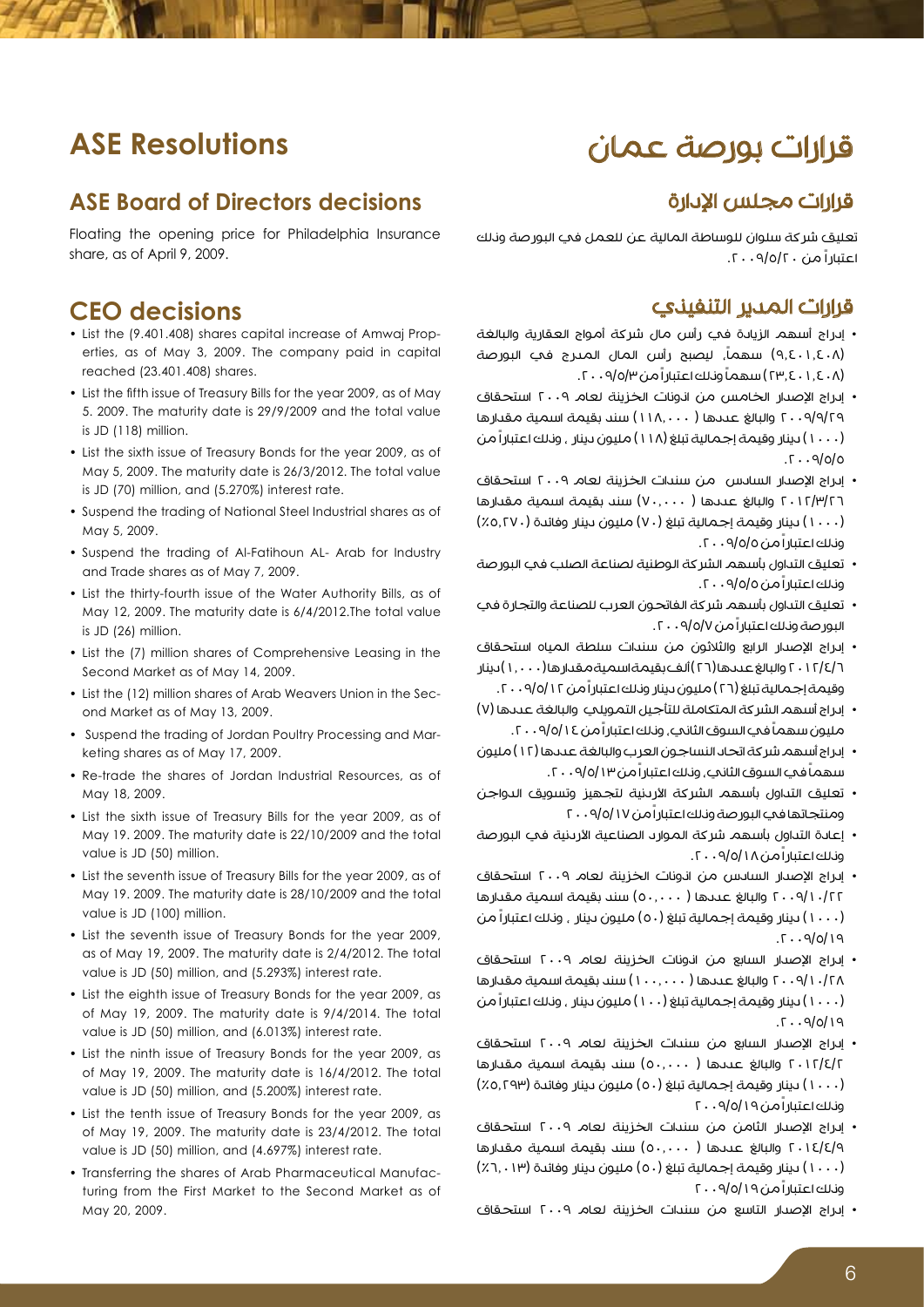# ASE Resolutions

## ASE Board of Directors decisions

Floating the opening price for Philadelphia Insurance share, as of April 9, 2009.

## CEO decisions

- List the (9.401.408) shares capital increase of Amwaj Properties, as of May 3, 2009. The company paid in capital reached (23.401.408) shares.
- List the fifth issue of Treasury Bills for the year 2009, as of May 5. 2009. The maturity date is 29/9/2009 and the total value is JD (118) million.
- List the sixth issue of Treasury Bonds for the year 2009, as of May 5, 2009. The maturity date is 26/3/2012. The total value is JD (70) million, and (5.270%) interest rate.
- Suspend the trading of National Steel Industrial shares as of May 5, 2009.
- Suspend the trading of Al-Fatihoun AL- Arab for Industry and Trade shares as of May 7, 2009.
- List the thirty-fourth issue of the Water Authority Bills, as of May 12, 2009. The maturity date is 6/4/2012.The total value is JD (26) million.
- List the (7) million shares of Comprehensive Leasing in the Second Market as of May 14, 2009.
- List the (12) million shares of Arab Weavers Union in the Second Market as of May 13, 2009.
- Suspend the trading of Jordan Poultry Processing and Marketing shares as of May 17, 2009.
- Re-trade the shares of Jordan Industrial Resources, as of May 18, 2009.
- List the sixth issue of Treasury Bills for the year 2009, as of May 19. 2009. The maturity date is 22/10/2009 and the total value is JD (50) million.
- List the seventh issue of Treasury Bills for the year 2009, as of May 19. 2009. The maturity date is 28/10/2009 and the total value is JD (100) million.
- List the seventh issue of Treasury Bonds for the year 2009, as of May 19, 2009. The maturity date is 2/4/2012. The total value is JD (50) million, and (5.293%) interest rate.
- List the eighth issue of Treasury Bonds for the year 2009, as of May 19, 2009. The maturity date is 9/4/2014. The total value is JD (50) million, and (6.013%) interest rate.
- List the ninth issue of Treasury Bonds for the year 2009, as of May 19, 2009. The maturity date is 16/4/2012. The total value is JD (50) million, and (5.200%) interest rate.
- List the tenth issue of Treasury Bonds for the year 2009, as of May 19, 2009. The maturity date is 23/4/2012. The total value is JD (50) million, and (4.697%) interest rate.
- Transferring the shares of Arab Pharmaceutical Manufacturing from the First Market to the Second Market as of May 20, 2009.

# قرارات بورصة عمان

## قرارات مجلس الإدارة

تعليق شركة سلوان للوساطة المالية عن للعمل في البورصة وذلك اعتباراً من ٢٠٠٩/٥/٢٠.

## قرارات المدير التنفيذي

- إدراج أسهم الزيادة في رأس مال شركة أمواج العقارية والبالغة (٩,٤٠١,٤٠٨) سهماً، ليصبح رأس المال المدرج في البورصة (٢٣,٤٠١,٤٠٨) سهماً وذلك اعتباراً من ٢٠٠٩/٥/٣.
- إدراج الإصدار الخامس من اذونات الخزينة لعام ٢٠٠٩ استحقاق ٢٠٠٩/٩/٢٩ والبالغ عددها (١١٨,٠٠٠) سند بقيمة اسمية مقدارها (١٠٠٠) دينار وقيمة إجمالية تبلغ (١١٨) مليون دينار , وذلك اعتباراً من ٢٠٠٩/٥/٥.
- إدراج الإصدار السادس من سندات الخزينة لعام ٢٠٠٩ استحقاق ٢٠١٢/٣/٢٦ والبالغ عددها (٧٠,٠٠٠) سند بقيمة اسمية مقدارها (١٠٠٠) دينار وقيمة إجمالية تبلغ (٧٠) مليون دينار وفائدة (٥,٢٧٠٪) وذلك اعتباراً من ٢٠٠٩/٥/٥.
- تعليق التداول بأسهم الشركة الوطنية لصناعة الصلب في البورصة وذلك اعتباراً من ٢٠٠٩/٥/٥.
- تعليق التداول بأسهم شركة الفاتحون العرب للصناعة والتجارة في البورصة وذلك اعتباراً من ٢٠٠٩/٥/٧.
- إدراج الإصدار الرابع والثلاثون من سندات سلطة المياه استحقاق ٢٠١٢/٤/٦ والبالغ عددها(٢٦) ألف بقيمة اسمية مقدارها(١,٠٠٠) دينار وقيمة إجمالية تبلغ (٢٦) مليون دينار وذلك اعتباراً من ٢٠٠٩/٥/١٢.
- إدراج أسهم الشركة المتكاملة للتأجير التمويلي والبالغة عددها (٧) مليون سهماً في السوق الثاني, وذلك اعتباراً من ٢٠٠٩/٥/١٤.
- إدراج أسهم شركة اتحاد النساجون العرب والبالغة عددها (١٢) مليون سهماً في السوق الثاني, وذلك اعتباراً من ٢٠٠٩/٥/١٣.
- تعليق التداول بأسهم الشركة الأردنية لتجهيز وتسويق الدواجن ومنتجاتها في البورصة وذلك اعتباراً من ٢٠٠٩/٥/١٧
- إعادة التداول بأسهم شركة الموارد الصناعية الأردنية في البورصة وذلك اعتباراً من ٢٠٠٩/٥/١٨.
- إدراج الإصدار السادس من اذونات الخزينة لعام ٢٠٠٩ استحقاق ٢٠٠٩/١٠/٢٢ والبالغ عددها (٥٠,٠٠٠) سند بقيمة اسمية مقدارها (١٠٠٠) دينار وقيمة إجمالية تبلغ (٥٠) مليون دينار , وذلك اعتباراً من ٢٠٠٩/٥/١٩.
- إدراج الإصدار السابع من اذونات الخزينة لعام ٢٠٠٩ استحقاق ٢٠٠٩/١٠/٢٨ والبالغ عددها (١٠٠,٠٠٠) سند بقيمة اسمية مقدارها (١٠٠٠) دينار وقيمة إجمالية تبلغ (١٠٠) مليون دينار , وذلك اعتباراً من ٢٠٠٩/٥/١٩.
- إدراج الإصدار السابع من سندات الخزينة لعام ٢٠٠٩ استحقاق ٢٠١٢/٤/٢ والبالغ عددها (٥٠,٠٠٠) سند بقيمة اسمية مقدارها (١٠٠٠) دينار وقيمة إجمالية تبلغ (٥٠) مليون دينار وفائدة (٥,٢٩٣٪) وذلك اعتباراً من ٢٠٠٩/٥/١٩
- إدراج الإصدار الثامن من سندات الخزينة لعام ٢٠٠٩ استحقاق ٢٠١٤/٤/٩ والبالغ عددها (٥٠,٠٠٠) سند بقيمة اسمية مقدارها (١٠٠٠) دينار وقيمة إجمالية تبلغ (٥٠) مليون دينار وفائدة (٦,٠١٣٪) وذلك اعتباراً من ٢٠٠٩/٥/١٩
- إدراج الإصدار التاسع من سندات الخزينة لعام ٢٠٠٩ استحقاق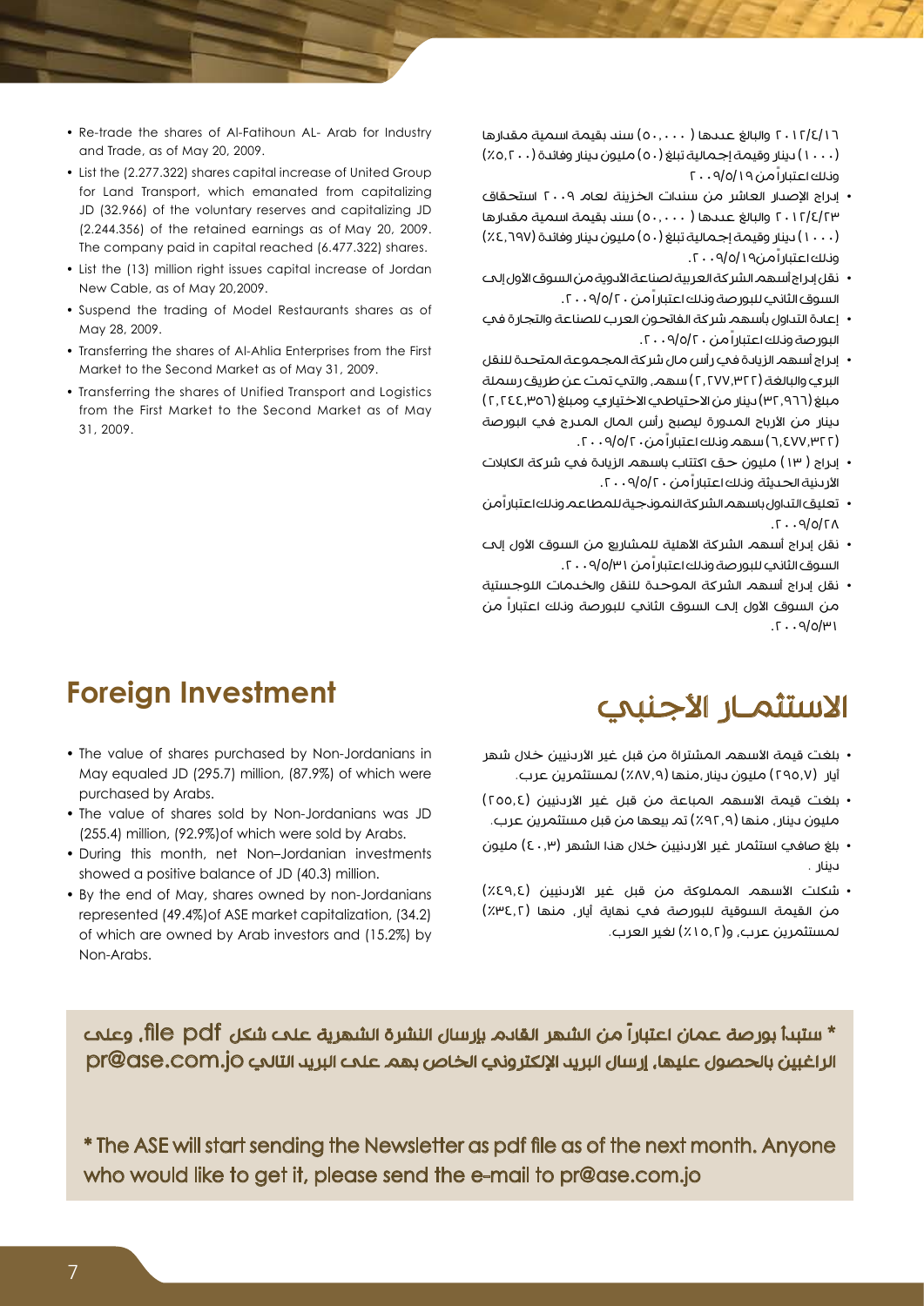- Re-trade the shares of Al-Fatihoun AL- Arab for Industry and Trade, as of May 20, 2009.
- List the (2.277.322) shares capital increase of United Group for Land Transport, which emanated from capitalizing JD (32.966) of the voluntary reserves and capitalizing JD (2.244.356) of the retained earnings as of May 20, 2009. The company paid in capital reached (6.477.322) shares.
- List the (13) million right issues capital increase of Jordan New Cable, as of May 20,2009.
- Suspend the trading of Model Restaurants shares as of May 28, 2009.
- Transferring the shares of Al-Ahlia Enterprises from the First Market to the Second Market as of May 31, 2009.
- Transferring the shares of Unified Transport and Logistics from the First Market to the Second Market as of May 31, 2009.

٢٠١٢/٤/١٦ والبالغ عددها (٥٠,٠٠٠) سند بقيمة اسمية مقدارها (١٠٠٠) دينار وقيمة إجمالية تبلغ (٥٠) مليون دينار وفائدة (٥,٢٠٠٪) وذلك اعتباراً من ٢٠٠٩/٥/١٩

- إدراج الإصدار العاشر من سندات الخزينة لعام ٢٠٠٩ استحقاق ٢٠١٢/٤/٢٣ والبالغ عددها (٥٠,٠٠٠) سند بقيمة اسمية مقدارها (١٠٠٠) دينار وقيمة إجمالية تبلغ (٥٠) مليون دينار وفائدة (٤,٦٩٧٪) وذلك اعتباراً من٢٠٠٩/٥/١٩.
- نقل إدراج أسهم الشركة العربية لصناعة الأدوية من السوق الأول إلى السوق الثاني للبورصة وذلك اعتباراً من ٢٠٠٩/٥/٢٠.
- إعادة التداول بأسهم شركة الفاتحون العرب للصناعة والتجارة في البورصة وذلك اعتباراً من ٢٠٠٩/٥/٢٠.
- إدراج أسهم الزيادة في رأس مال شركة المجموعة المتحدة للنقل البري والبالغة (٢,٢٧٧,٣٢٢) سهم, والتي تمت عن طريق رسملة مبلغ (٣٢,٩٦٦) دينار من الاحتياطي الاختياري ومبلغ (٢,٢٤٤,٣٥٦) دينار من الأرباح المدورة ليصبح رأس المال المدرج في البورصة (٦,٤٧٧,٣٢٢) سهم وذلك اعتباراً من ٢٠٠٩/٥/٢٠.
- إدراج (١٣) مليون حق اكتتاب بأسهم الزيادة في شركة الكابلات الأردنية الحديثة وذلك اعتباراً من ٢٠٠٩/٥/٢٠.
- تعليق التداول بأسهم الشركة النموذجية للمطاعم وذلك اعتباراً من ٢٠٠٩/٥/٢٨.
- نقل إدراج أسهم الشركة الأهلية للمشاريع من السوق الأول إلى السوق الثاني للبورصة وذلك اعتباراً من ٢٠٠٩/٥/٣١.
- نقل إدراج أسهم الشركة الموحدة للنقل والخدمات اللوجستية من السوق الأول إلى السوق الثاني للبورصة وذلك اعتباراً من ٢٠٠٩/٥/٣١.

## Foreign Investment

- The value of shares purchased by Non-Jordanians in May equaled JD (295.7) million, (87.9%) of which were purchased by Arabs.
- The value of shares sold by Non-Jordanians was JD (255.4) million, (92.9%)of which were sold by Arabs.
- During this month, net Non–Jordanian investments showed a positive balance of JD (40.3) million.
- By the end of May, shares owned by non-Jordanians represented (49.4%)of ASE market capitalization, (34.2) of which are owned by Arab investors and (15.2%) by Non-Arabs.

## الاستثمار الأجنبي

- بلغت قيمة الأسهم المشتراة من قبل غير الأردنيين خلال شهر أيار (٢٩٥,٧) مليون دينار ,منها (٨٧,٩٪) لمستثمرين عرب.
- بلغت قيمة الأسهم المباعة من قبل غير الأردنيين (٢٥٥,٤) مليون دينار, منها (٩٢,٩٪) تم بيعها من قبل مستثمرين عرب.
- بلغ صافي استثمار غير الأردنيين خلال هذا الشهر (٤٠,٣) مليون دينار .
- شكلت الأسهم المملوكة من قبل غير الأردنيين (٤٩,٤٪) من القيمة السوقية للبورصة في نهاية أيار, منها (٣٤,٢٪) لمستثمرين عرب, و(١٥,٢٪) لغير العرب.

**\* ستبدأ بورصة عمان اعتباراً من الشهر القادم بإرسال النشرة الشهرية على شكل file pdf, وعلى الراغبين بالحصول عليها, إرسال البريد الإلكتروني الخاص بهم على البريد التالي pr@ase.com.jo**

**\* The ASE will start sending the Newsletter as pdf file as of the next month. Anyone who would like to get it, please send the e-mail to pr@ase.com.jo**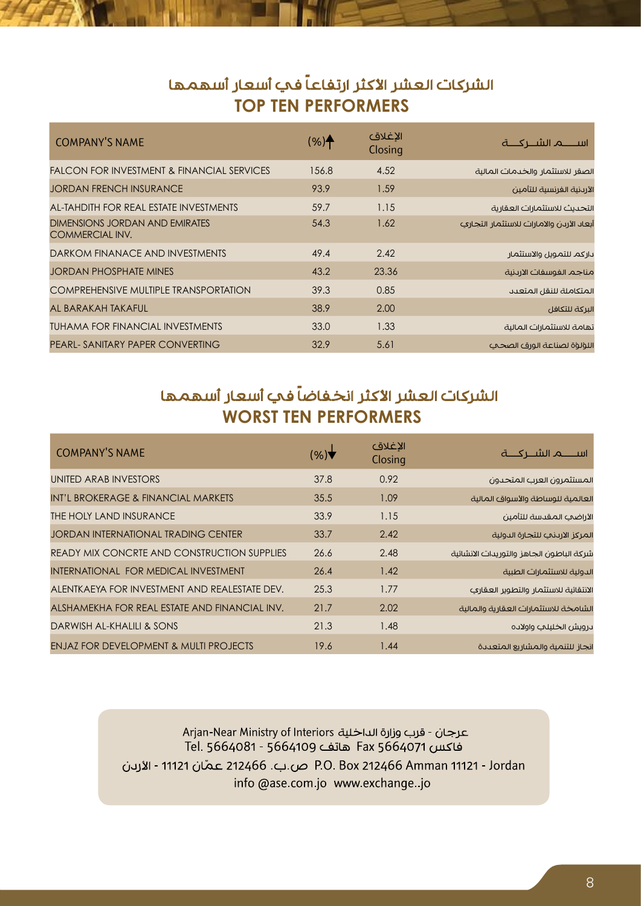## الشركات العشر الأكثر ارتفاعاً في أسعار أسهمها
## TOP TEN PERFORMERS

| COMPANY'S NAME | (%)▲ | الإغلاق Closing | اســـم الشـــركـــة |
|---|---|---|---|
| FALCON FOR INVESTMENT & FINANCIAL SERVICES | 156.8 | 4.52 | الصقر للاستثمار والخدمات المالية |
| JORDAN FRENCH INSURANCE | 93.9 | 1.59 | الأردنية الفرنسية للتأمين |
| AL-TAHDITH FOR REAL ESTATE INVESTMENTS | 59.7 | 1.15 | التحديث للاستثمارات العقارية |
| DIMENSIONS JORDAN AND EMIRATES COMMERCIAL INV. | 54.3 | 1.62 | أبعاد الأردن والامارات للاستثمار التجاري |
| DARKOM FINANACE AND INVESTMENTS | 49.4 | 2.42 | داركم للتمويل والاستثمار |
| JORDAN PHOSPHATE MINES | 43.2 | 23.36 | مناجم الفوسفات الاردنية |
| COMPREHENSIVE MULTIPLE TRANSPORTATION | 39.3 | 0.85 | المتكاملة للنقل المتعدد |
| AL BARAKAH TAKAFUL | 38.9 | 2.00 | البركة للتكافل |
| TUHAMA FOR FINANCIAL INVESTMENTS | 33.0 | 1.33 | تهامة للاستثمارات المالية |
| PEARL- SANITARY PAPER CONVERTING | 32.9 | 5.61 | اللؤلؤة لصناعة الورق الصحي |

## الشركات العشر الأكثر انخفاضاً في أسعار أسهمها
## WORST TEN PERFORMERS

| COMPANY'S NAME | (%)▼ | الإغلاق Closing | اســـم الشـــركـــة |
|---|---|---|---|
| UNITED ARAB INVESTORS | 37.8 | 0.92 | المستثمرون العرب المتحدون |
| INT'L BROKERAGE & FINANCIAL MARKETS | 35.5 | 1.09 | العالمية للوساطة والأسواق المالية |
| THE HOLY LAND INSURANCE | 33.9 | 1.15 | الأراضي المقدسة للتأمين |
| JORDAN INTERNATIONAL TRADING CENTER | 33.7 | 2.42 | المركز الاردني للتجارة الدولية |
| READY MIX CONCRTE AND CONSTRUCTION SUPPLIES | 26.6 | 2.48 | شركة الباطون الجاهز والتوريدات الانشائية |
| INTERNATIONAL FOR MEDICAL INVESTMENT | 26.4 | 1.42 | الدولية للاستثمارات الطبية |
| ALENTKAEYA FOR INVESTMENT AND REALESTATE DEV. | 25.3 | 1.77 | الانتقائية للاستثمار والتطوير العقاري |
| ALSHAMEKHA FOR REAL ESTATE AND FINANCIAL INV. | 21.7 | 2.02 | الشامخة للاستثمارات العقارية والمالية |
| DARWISH AL-KHALILI & SONS | 21.3 | 1.48 | درويش الخليلي واولاده |
| ENJAZ FOR DEVELOPMENT & MULTI PROJECTS | 19.6 | 1.44 | انجاز للتنمية والمشاريع المتعددة |

Arjan-Near Ministry of Interiors عرجان - قرب وزارة الداخلية
Tel. 5664081 - 5664109 هاتف Fax 5664071 فاكس
P.O. Box 212466 Amman 11121 - Jordan ص.ب. 212466 عمّان 11121 - الأردن
info @ase.com.jo www.exchange..jo